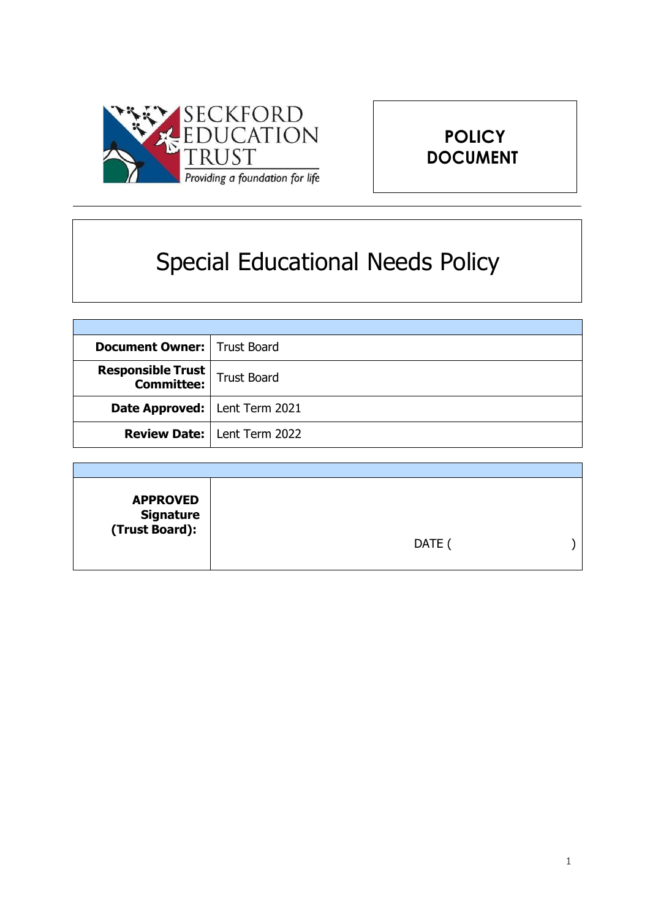SECKFORD EDUCATION TRUST

*Providing a foundation for life*

**POLICY DOCUMENT**

# Special Educational Needs Policy

| | |
|---|---|
| **Document Owner:** | Trust Board |
| **Responsible Trust Committee:** | Trust Board |
| **Date Approved:** | Lent Term 2021 |
| **Review Date:** | Lent Term 2022 |

| | |
|---|---|
| **APPROVED Signature (Trust Board):** | DATE ( ) |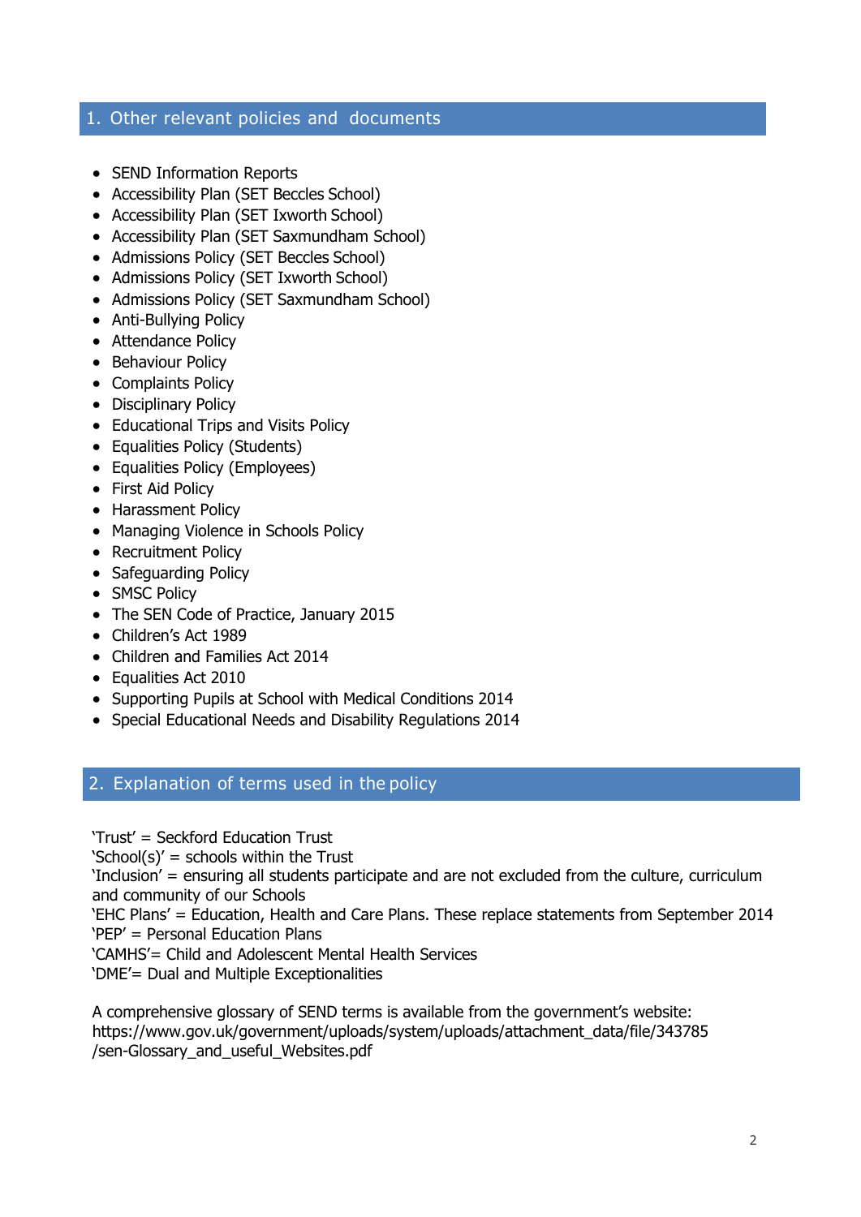## 1. Other relevant policies and documents

- SEND Information Reports
- Accessibility Plan (SET Beccles School)
- Accessibility Plan (SET Ixworth School)
- Accessibility Plan (SET Saxmundham School)
- Admissions Policy (SET Beccles School)
- Admissions Policy (SET Ixworth School)
- Admissions Policy (SET Saxmundham School)
- Anti-Bullying Policy
- Attendance Policy
- Behaviour Policy
- Complaints Policy
- Disciplinary Policy
- Educational Trips and Visits Policy
- Equalities Policy (Students)
- Equalities Policy (Employees)
- First Aid Policy
- Harassment Policy
- Managing Violence in Schools Policy
- Recruitment Policy
- Safeguarding Policy
- SMSC Policy
- The SEN Code of Practice, January 2015
- Children's Act 1989
- Children and Families Act 2014
- Equalities Act 2010
- Supporting Pupils at School with Medical Conditions 2014
- Special Educational Needs and Disability Regulations 2014

## 2. Explanation of terms used in the policy

'Trust' = Seckford Education Trust
'School(s)' = schools within the Trust
'Inclusion' = ensuring all students participate and are not excluded from the culture, curriculum and community of our Schools
'EHC Plans' = Education, Health and Care Plans. These replace statements from September 2014
'PEP' = Personal Education Plans
'CAMHS'= Child and Adolescent Mental Health Services
'DME'= Dual and Multiple Exceptionalities

A comprehensive glossary of SEND terms is available from the government's website: https://www.gov.uk/government/uploads/system/uploads/attachment_data/file/343785/sen-Glossary_and_useful_Websites.pdf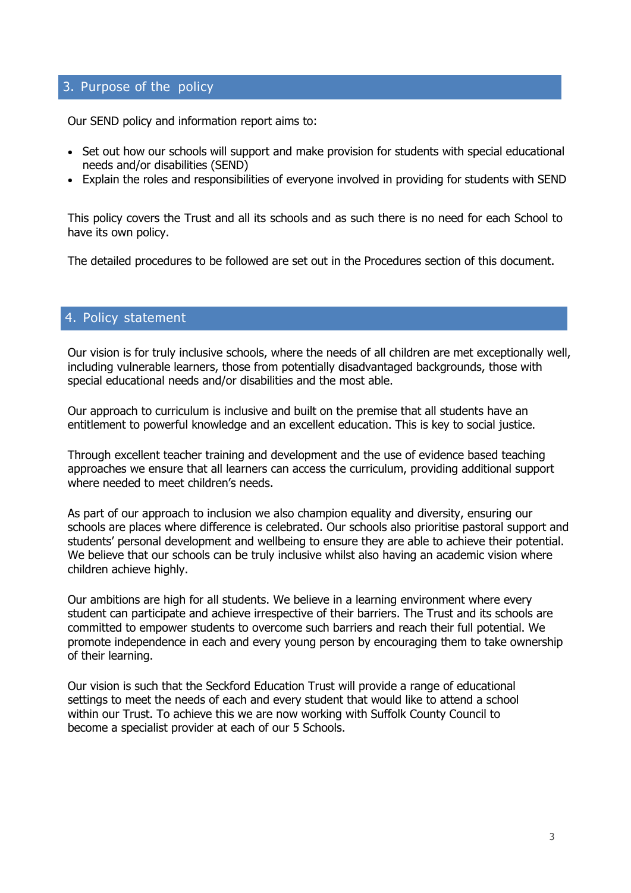## 3. Purpose of the policy

Our SEND policy and information report aims to:

- Set out how our schools will support and make provision for students with special educational needs and/or disabilities (SEND)
- Explain the roles and responsibilities of everyone involved in providing for students with SEND

This policy covers the Trust and all its schools and as such there is no need for each School to have its own policy.

The detailed procedures to be followed are set out in the Procedures section of this document.

## 4. Policy statement

Our vision is for truly inclusive schools, where the needs of all children are met exceptionally well, including vulnerable learners, those from potentially disadvantaged backgrounds, those with special educational needs and/or disabilities and the most able.

Our approach to curriculum is inclusive and built on the premise that all students have an entitlement to powerful knowledge and an excellent education. This is key to social justice.

Through excellent teacher training and development and the use of evidence based teaching approaches we ensure that all learners can access the curriculum, providing additional support where needed to meet children's needs.

As part of our approach to inclusion we also champion equality and diversity, ensuring our schools are places where difference is celebrated. Our schools also prioritise pastoral support and students' personal development and wellbeing to ensure they are able to achieve their potential. We believe that our schools can be truly inclusive whilst also having an academic vision where children achieve highly.

Our ambitions are high for all students. We believe in a learning environment where every student can participate and achieve irrespective of their barriers. The Trust and its schools are committed to empower students to overcome such barriers and reach their full potential. We promote independence in each and every young person by encouraging them to take ownership of their learning.

Our vision is such that the Seckford Education Trust will provide a range of educational settings to meet the needs of each and every student that would like to attend a school within our Trust. To achieve this we are now working with Suffolk County Council to become a specialist provider at each of our 5 Schools.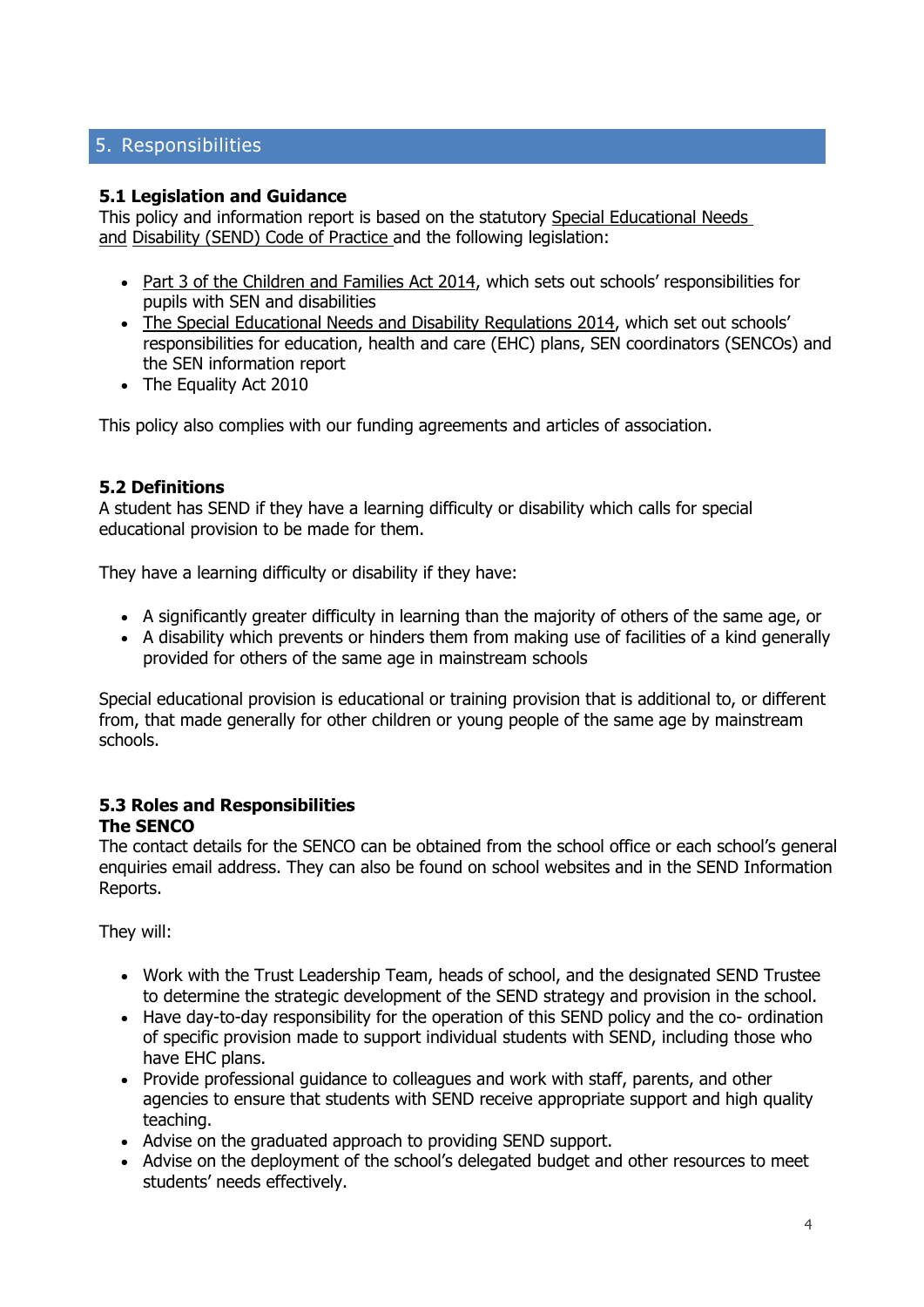## 5. Responsibilities

### 5.1 Legislation and Guidance

This policy and information report is based on the statutory Special Educational Needs and Disability (SEND) Code of Practice and the following legislation:

- Part 3 of the Children and Families Act 2014, which sets out schools' responsibilities for pupils with SEN and disabilities
- The Special Educational Needs and Disability Regulations 2014, which set out schools' responsibilities for education, health and care (EHC) plans, SEN coordinators (SENCOs) and the SEN information report
- The Equality Act 2010

This policy also complies with our funding agreements and articles of association.

### 5.2 Definitions

A student has SEND if they have a learning difficulty or disability which calls for special educational provision to be made for them.

They have a learning difficulty or disability if they have:

- A significantly greater difficulty in learning than the majority of others of the same age, or
- A disability which prevents or hinders them from making use of facilities of a kind generally provided for others of the same age in mainstream schools

Special educational provision is educational or training provision that is additional to, or different from, that made generally for other children or young people of the same age by mainstream schools.

### 5.3 Roles and Responsibilities

**The SENCO**

The contact details for the SENCO can be obtained from the school office or each school's general enquiries email address. They can also be found on school websites and in the SEND Information Reports.

They will:

- Work with the Trust Leadership Team, heads of school, and the designated SEND Trustee to determine the strategic development of the SEND strategy and provision in the school.
- Have day-to-day responsibility for the operation of this SEND policy and the co- ordination of specific provision made to support individual students with SEND, including those who have EHC plans.
- Provide professional guidance to colleagues and work with staff, parents, and other agencies to ensure that students with SEND receive appropriate support and high quality teaching.
- Advise on the graduated approach to providing SEND support.
- Advise on the deployment of the school's delegated budget and other resources to meet students' needs effectively.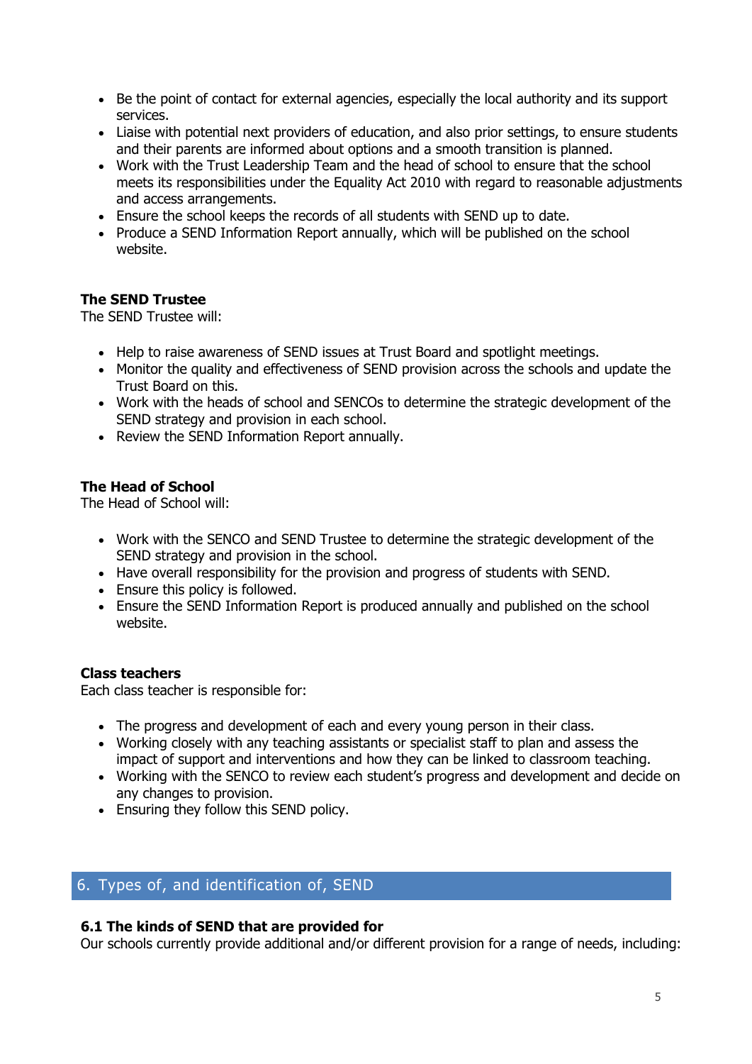- Be the point of contact for external agencies, especially the local authority and its support services.
- Liaise with potential next providers of education, and also prior settings, to ensure students and their parents are informed about options and a smooth transition is planned.
- Work with the Trust Leadership Team and the head of school to ensure that the school meets its responsibilities under the Equality Act 2010 with regard to reasonable adjustments and access arrangements.
- Ensure the school keeps the records of all students with SEND up to date.
- Produce a SEND Information Report annually, which will be published on the school website.

**The SEND Trustee**
The SEND Trustee will:

- Help to raise awareness of SEND issues at Trust Board and spotlight meetings.
- Monitor the quality and effectiveness of SEND provision across the schools and update the Trust Board on this.
- Work with the heads of school and SENCOs to determine the strategic development of the SEND strategy and provision in each school.
- Review the SEND Information Report annually.

**The Head of School**
The Head of School will:

- Work with the SENCO and SEND Trustee to determine the strategic development of the SEND strategy and provision in the school.
- Have overall responsibility for the provision and progress of students with SEND.
- Ensure this policy is followed.
- Ensure the SEND Information Report is produced annually and published on the school website.

**Class teachers**
Each class teacher is responsible for:

- The progress and development of each and every young person in their class.
- Working closely with any teaching assistants or specialist staff to plan and assess the impact of support and interventions and how they can be linked to classroom teaching.
- Working with the SENCO to review each student's progress and development and decide on any changes to provision.
- Ensuring they follow this SEND policy.

## 6. Types of, and identification of, SEND

**6.1 The kinds of SEND that are provided for**
Our schools currently provide additional and/or different provision for a range of needs, including: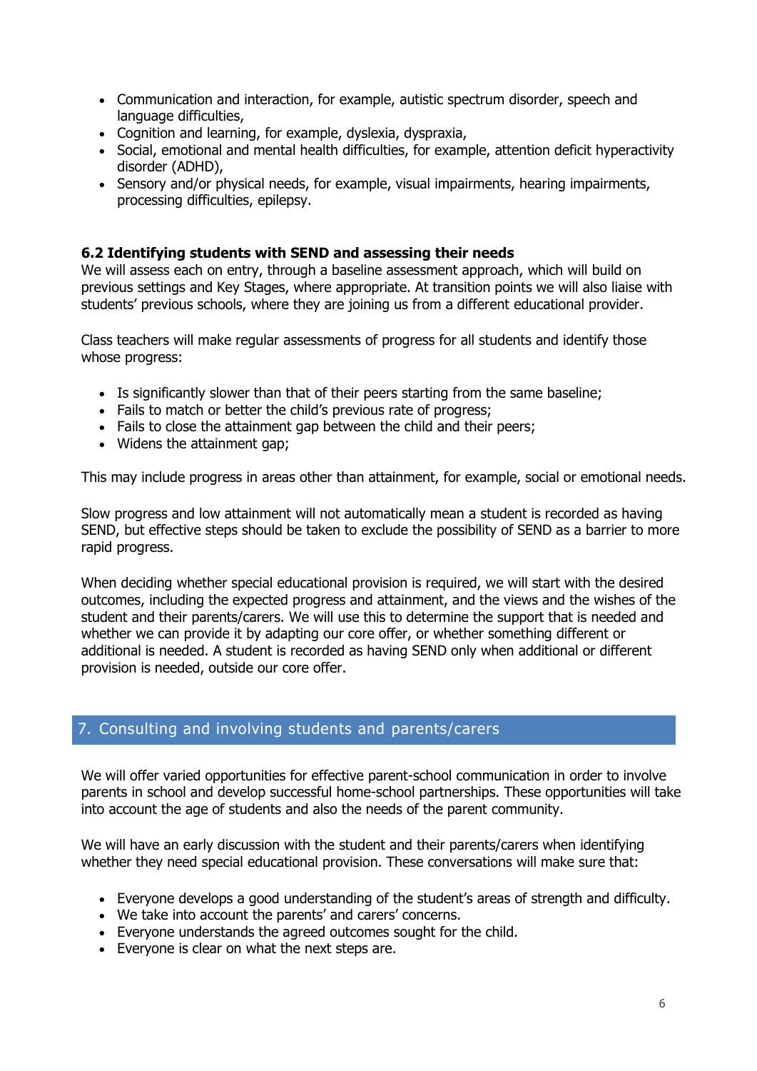- Communication and interaction, for example, autistic spectrum disorder, speech and language difficulties,
- Cognition and learning, for example, dyslexia, dyspraxia,
- Social, emotional and mental health difficulties, for example, attention deficit hyperactivity disorder (ADHD),
- Sensory and/or physical needs, for example, visual impairments, hearing impairments, processing difficulties, epilepsy.

### 6.2 Identifying students with SEND and assessing their needs

We will assess each on entry, through a baseline assessment approach, which will build on previous settings and Key Stages, where appropriate. At transition points we will also liaise with students' previous schools, where they are joining us from a different educational provider.

Class teachers will make regular assessments of progress for all students and identify those whose progress:

- Is significantly slower than that of their peers starting from the same baseline;
- Fails to match or better the child's previous rate of progress;
- Fails to close the attainment gap between the child and their peers;
- Widens the attainment gap;

This may include progress in areas other than attainment, for example, social or emotional needs.

Slow progress and low attainment will not automatically mean a student is recorded as having SEND, but effective steps should be taken to exclude the possibility of SEND as a barrier to more rapid progress.

When deciding whether special educational provision is required, we will start with the desired outcomes, including the expected progress and attainment, and the views and the wishes of the student and their parents/carers. We will use this to determine the support that is needed and whether we can provide it by adapting our core offer, or whether something different or additional is needed. A student is recorded as having SEND only when additional or different provision is needed, outside our core offer.

## 7. Consulting and involving students and parents/carers

We will offer varied opportunities for effective parent-school communication in order to involve parents in school and develop successful home-school partnerships. These opportunities will take into account the age of students and also the needs of the parent community.

We will have an early discussion with the student and their parents/carers when identifying whether they need special educational provision. These conversations will make sure that:

- Everyone develops a good understanding of the student's areas of strength and difficulty.
- We take into account the parents' and carers' concerns.
- Everyone understands the agreed outcomes sought for the child.
- Everyone is clear on what the next steps are.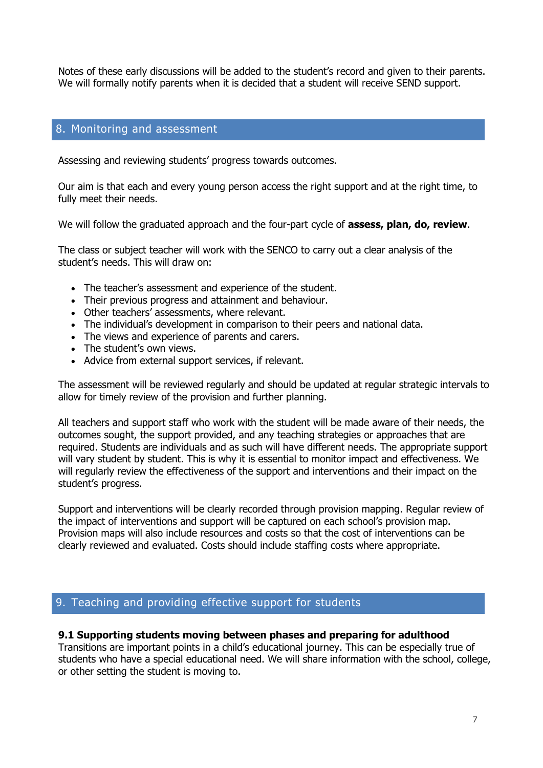Notes of these early discussions will be added to the student's record and given to their parents. We will formally notify parents when it is decided that a student will receive SEND support.

## 8. Monitoring and assessment

Assessing and reviewing students' progress towards outcomes.

Our aim is that each and every young person access the right support and at the right time, to fully meet their needs.

We will follow the graduated approach and the four-part cycle of **assess, plan, do, review**.

The class or subject teacher will work with the SENCO to carry out a clear analysis of the student's needs. This will draw on:

- The teacher's assessment and experience of the student.
- Their previous progress and attainment and behaviour.
- Other teachers' assessments, where relevant.
- The individual's development in comparison to their peers and national data.
- The views and experience of parents and carers.
- The student's own views.
- Advice from external support services, if relevant.

The assessment will be reviewed regularly and should be updated at regular strategic intervals to allow for timely review of the provision and further planning.

All teachers and support staff who work with the student will be made aware of their needs, the outcomes sought, the support provided, and any teaching strategies or approaches that are required. Students are individuals and as such will have different needs. The appropriate support will vary student by student. This is why it is essential to monitor impact and effectiveness. We will regularly review the effectiveness of the support and interventions and their impact on the student's progress.

Support and interventions will be clearly recorded through provision mapping. Regular review of the impact of interventions and support will be captured on each school's provision map. Provision maps will also include resources and costs so that the cost of interventions can be clearly reviewed and evaluated. Costs should include staffing costs where appropriate.

## 9. Teaching and providing effective support for students

**9.1 Supporting students moving between phases and preparing for adulthood**

Transitions are important points in a child's educational journey. This can be especially true of students who have a special educational need. We will share information with the school, college, or other setting the student is moving to.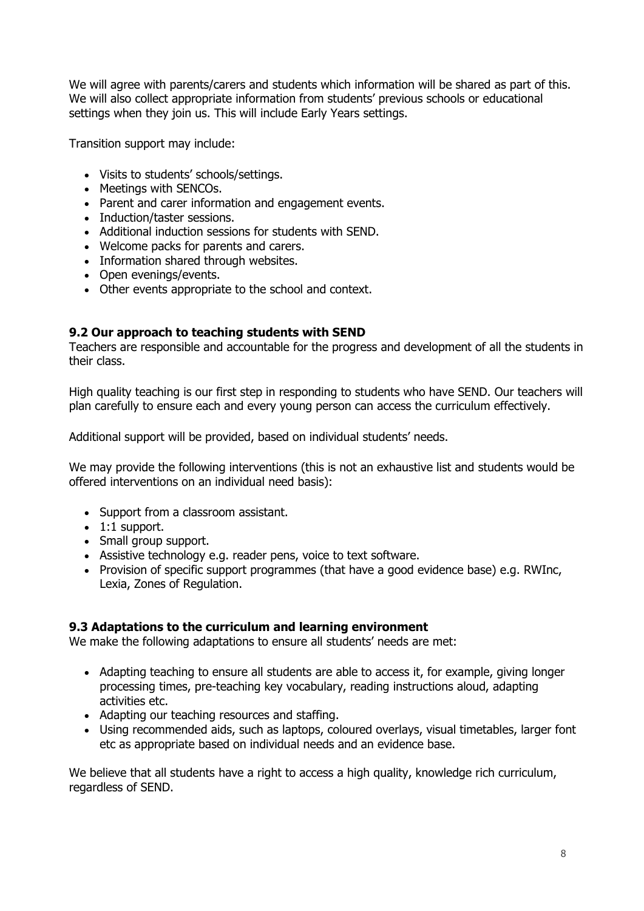We will agree with parents/carers and students which information will be shared as part of this. We will also collect appropriate information from students' previous schools or educational settings when they join us. This will include Early Years settings.

Transition support may include:

- Visits to students' schools/settings.
- Meetings with SENCOs.
- Parent and carer information and engagement events.
- Induction/taster sessions.
- Additional induction sessions for students with SEND.
- Welcome packs for parents and carers.
- Information shared through websites.
- Open evenings/events.
- Other events appropriate to the school and context.

### 9.2 Our approach to teaching students with SEND

Teachers are responsible and accountable for the progress and development of all the students in their class.

High quality teaching is our first step in responding to students who have SEND. Our teachers will plan carefully to ensure each and every young person can access the curriculum effectively.

Additional support will be provided, based on individual students' needs.

We may provide the following interventions (this is not an exhaustive list and students would be offered interventions on an individual need basis):

- Support from a classroom assistant.
- 1:1 support.
- Small group support.
- Assistive technology e.g. reader pens, voice to text software.
- Provision of specific support programmes (that have a good evidence base) e.g. RWInc, Lexia, Zones of Regulation.

### 9.3 Adaptations to the curriculum and learning environment

We make the following adaptations to ensure all students' needs are met:

- Adapting teaching to ensure all students are able to access it, for example, giving longer processing times, pre-teaching key vocabulary, reading instructions aloud, adapting activities etc.
- Adapting our teaching resources and staffing.
- Using recommended aids, such as laptops, coloured overlays, visual timetables, larger font etc as appropriate based on individual needs and an evidence base.

We believe that all students have a right to access a high quality, knowledge rich curriculum, regardless of SEND.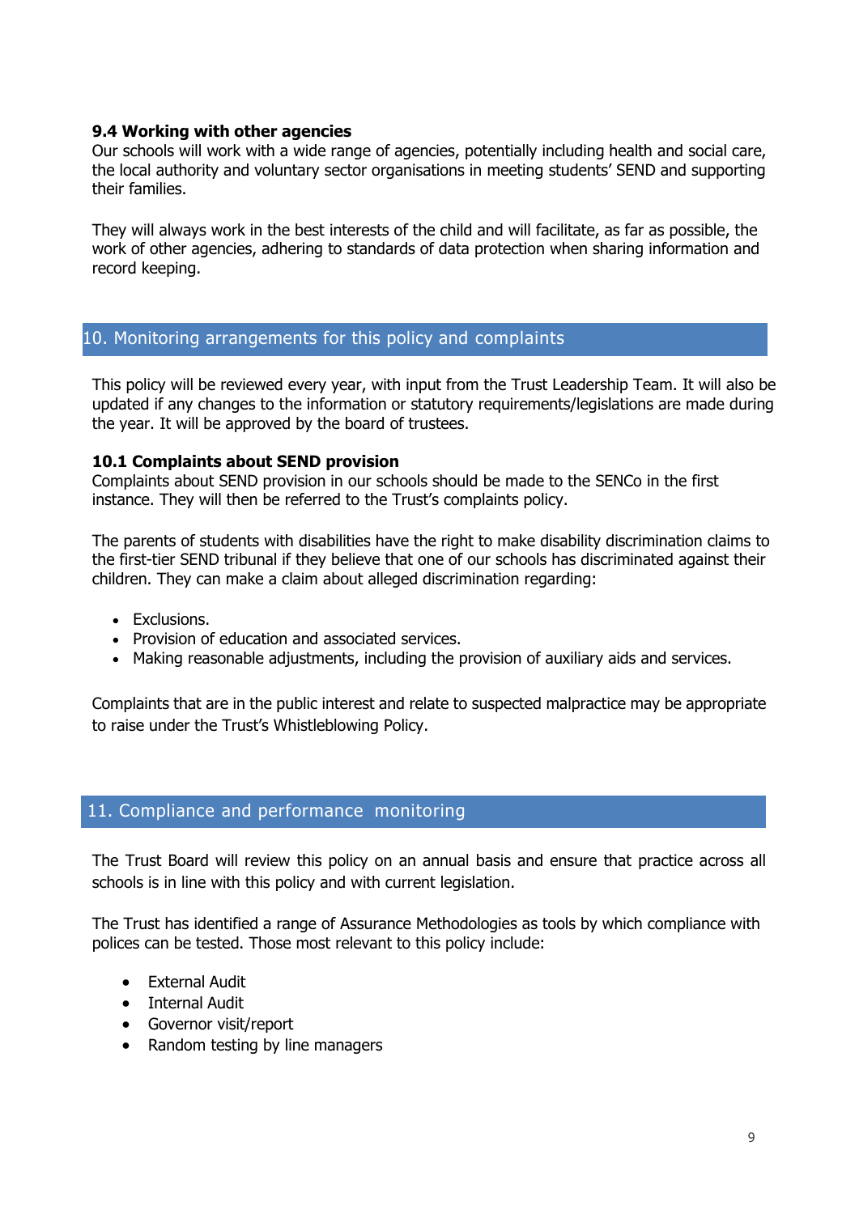### 9.4 Working with other agencies

Our schools will work with a wide range of agencies, potentially including health and social care, the local authority and voluntary sector organisations in meeting students' SEND and supporting their families.

They will always work in the best interests of the child and will facilitate, as far as possible, the work of other agencies, adhering to standards of data protection when sharing information and record keeping.

## 10. Monitoring arrangements for this policy and complaints

This policy will be reviewed every year, with input from the Trust Leadership Team. It will also be updated if any changes to the information or statutory requirements/legislations are made during the year. It will be approved by the board of trustees.

### 10.1 Complaints about SEND provision

Complaints about SEND provision in our schools should be made to the SENCo in the first instance. They will then be referred to the Trust's complaints policy.

The parents of students with disabilities have the right to make disability discrimination claims to the first-tier SEND tribunal if they believe that one of our schools has discriminated against their children. They can make a claim about alleged discrimination regarding:

- Exclusions.
- Provision of education and associated services.
- Making reasonable adjustments, including the provision of auxiliary aids and services.

Complaints that are in the public interest and relate to suspected malpractice may be appropriate to raise under the Trust's Whistleblowing Policy.

## 11. Compliance and performance monitoring

The Trust Board will review this policy on an annual basis and ensure that practice across all schools is in line with this policy and with current legislation.

The Trust has identified a range of Assurance Methodologies as tools by which compliance with polices can be tested. Those most relevant to this policy include:

- External Audit
- Internal Audit
- Governor visit/report
- Random testing by line managers